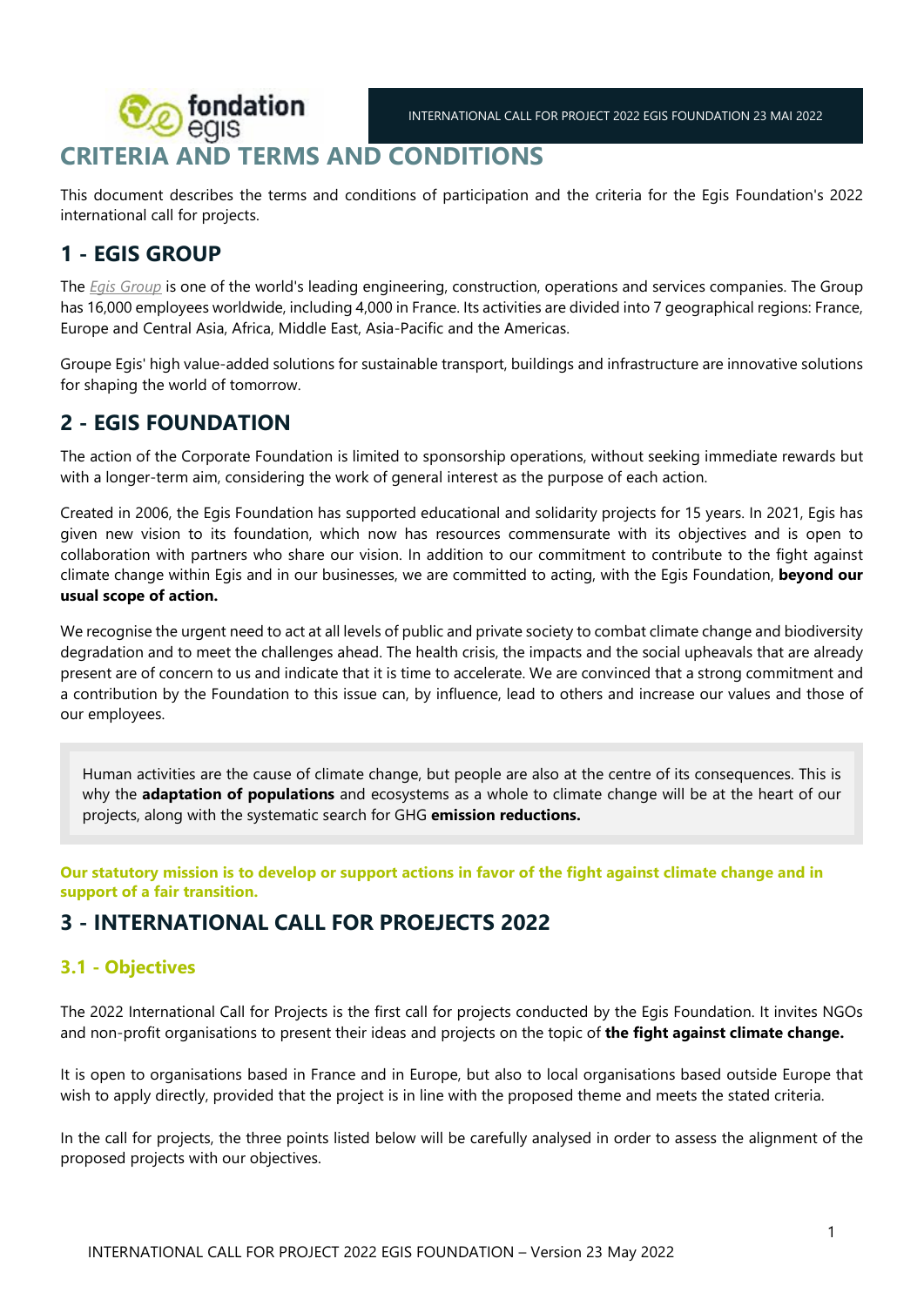# CRITERIA AND TERMS AND CONDITIONS

This document describes the terms and conditions of participation and the criteria for the Egis Foundation's 2022 international call for projects.

## 1 - EGIS GROUP

The *Egis Group* is one of the world's leading engineering, construction, operations and services companies. The Group has 16,000 employees worldwide, including 4,000 in France. Its activities are divided into 7 geographical regions: France, Europe and Central Asia, Africa, Middle East, Asia-Pacific and the Americas.

Groupe Egis' high value-added solutions for sustainable transport, buildings and infrastructure are innovative solutions for shaping the world of tomorrow.

## 2 - EGIS FOUNDATION

The action of the Corporate Foundation is limited to sponsorship operations, without seeking immediate rewards but with a longer-term aim, considering the work of general interest as the purpose of each action.

Created in 2006, the Egis Foundation has supported educational and solidarity projects for 15 years. In 2021, Egis has given new vision to its foundation, which now has resources commensurate with its objectives and is open to collaboration with partners who share our vision. In addition to our commitment to contribute to the fight against climate change within Egis and in our businesses, we are committed to acting, with the Egis Foundation, **beyond our usual scope of action.**

We recognise the urgent need to act at all levels of public and private society to combat climate change and biodiversity degradation and to meet the challenges ahead. The health crisis, the impacts and the social upheavals that are already present are of concern to us and indicate that it is time to accelerate. We are convinced that a strong commitment and a contribution by the Foundation to this issue can, by influence, lead to others and increase our values and those of our employees.

> Human activities are the cause of climate change, but people are also at the centre of its consequences. This is why the **adaptation of populations** and ecosystems as a whole to climate change will be at the heart of our projects, along with the systematic search for GHG **emission reductions.**

**Our statutory mission is to develop or support actions in favor of the fight against climate change and in support of a fair transition.**

## 3 - INTERNATIONAL CALL FOR PROEJECTS 2022

### 3.1 - Objectives

The 2022 International Call for Projects is the first call for projects conducted by the Egis Foundation. It invites NGOs and non-profit organisations to present their ideas and projects on the topic of **the fight against climate change.**

It is open to organisations based in France and in Europe, but also to local organisations based outside Europe that wish to apply directly, provided that the project is in line with the proposed theme and meets the stated criteria.

In the call for projects, the three points listed below will be carefully analysed in order to assess the alignment of the proposed projects with our objectives.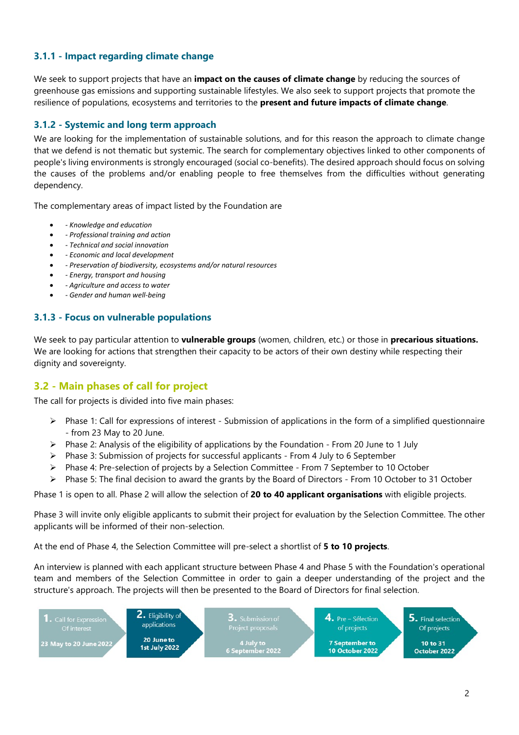### 3.1.1 - Impact regarding climate change

We seek to support projects that have an **impact on the causes of climate change** by reducing the sources of greenhouse gas emissions and supporting sustainable lifestyles. We also seek to support projects that promote the resilience of populations, ecosystems and territories to the **present and future impacts of climate change**.

### 3.1.2 - Systemic and long term approach

We are looking for the implementation of sustainable solutions, and for this reason the approach to climate change that we defend is not thematic but systemic. The search for complementary objectives linked to other components of people's living environments is strongly encouraged (social co-benefits). The desired approach should focus on solving the causes of the problems and/or enabling people to free themselves from the difficulties without generating dependency.

The complementary areas of impact listed by the Foundation are

- *- Knowledge and education*
- *- Professional training and action*
- *- Technical and social innovation*
- *- Economic and local development*
- *- Preservation of biodiversity, ecosystems and/or natural resources*
- *- Energy, transport and housing*
- *- Agriculture and access to water*
- *- Gender and human well-being*

### 3.1.3 - Focus on vulnerable populations

We seek to pay particular attention to **vulnerable groups** (women, children, etc.) or those in **precarious situations.** We are looking for actions that strengthen their capacity to be actors of their own destiny while respecting their dignity and sovereignty.

## 3.2 - Main phases of call for project

The call for projects is divided into five main phases:

- Phase 1: Call for expressions of interest - Submission of applications in the form of a simplified questionnaire - from 23 May to 20 June.
- Phase 2: Analysis of the eligibility of applications by the Foundation - From 20 June to 1 July
- Phase 3: Submission of projects for successful applicants - From 4 July to 6 September
- Phase 4: Pre-selection of projects by a Selection Committee - From 7 September to 10 October
- Phase 5: The final decision to award the grants by the Board of Directors - From 10 October to 31 October

Phase 1 is open to all. Phase 2 will allow the selection of **20 to 40 applicant organisations** with eligible projects.

Phase 3 will invite only eligible applicants to submit their project for evaluation by the Selection Committee. The other applicants will be informed of their non-selection.

At the end of Phase 4, the Selection Committee will pre-select a shortlist of **5 to 10 projects**.

An interview is planned with each applicant structure between Phase 4 and Phase 5 with the Foundation's operational team and members of the Selection Committee in order to gain a deeper understanding of the project and the structure's approach. The projects will then be presented to the Board of Directors for final selection.

1. Call for Expression Of interest — 23 May to 20 June 2022
2. Eligibility of applications — 20 June to 1st July 2022
3. Submission of Project proposals — 4 July to 6 September 2022
4. Pre – Sélection of projects — 7 September to 10 October 2022
5. Final selection Of projects — 10 to 31 October 2022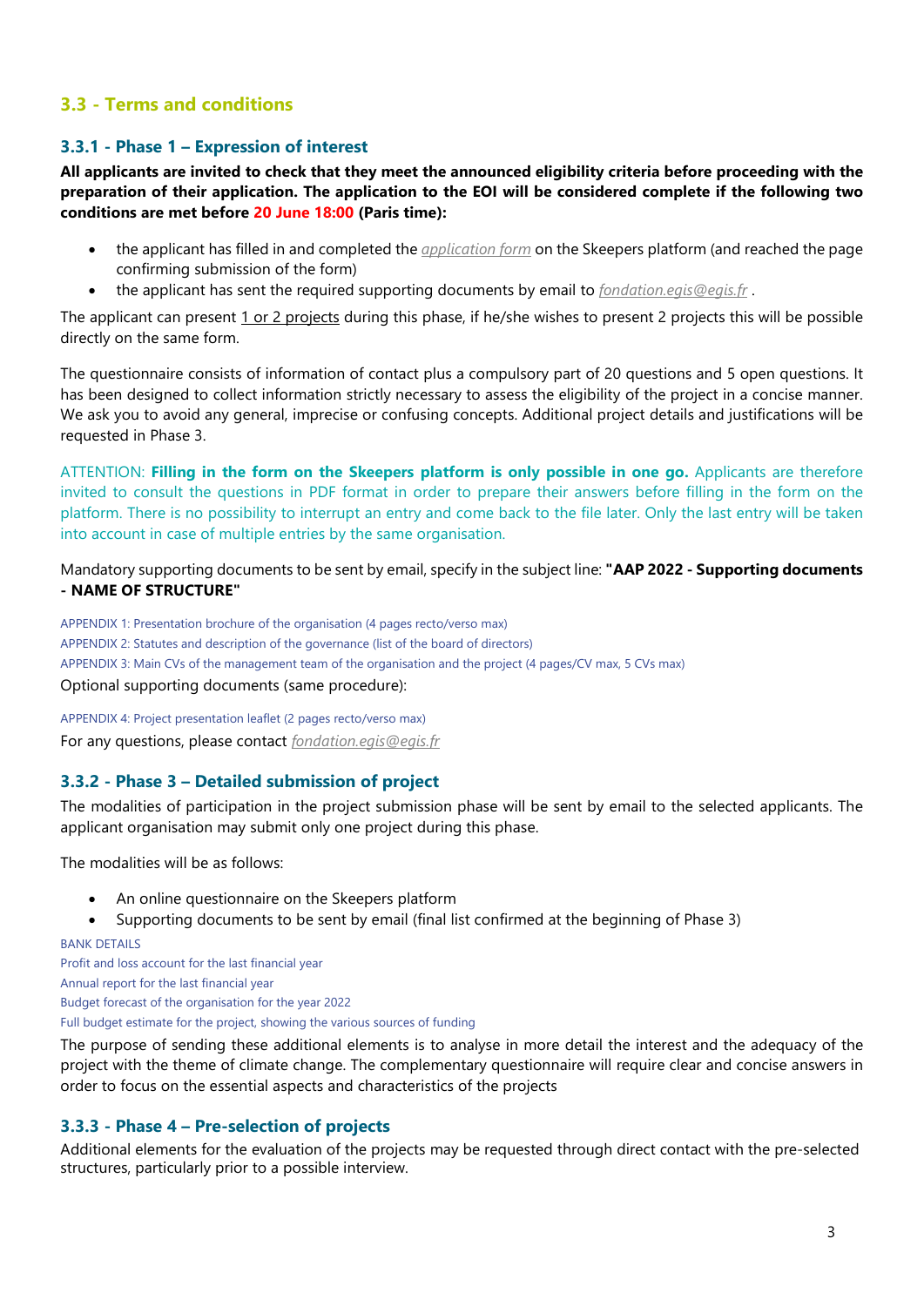## 3.3 - Terms and conditions

### 3.3.1 - Phase 1 – Expression of interest

**All applicants are invited to check that they meet the announced eligibility criteria before proceeding with the preparation of their application. The application to the EOI will be considered complete if the following two conditions are met before 20 June 18:00 (Paris time):**

- the applicant has filled in and completed the *application form* on the Skeepers platform (and reached the page confirming submission of the form)
- the applicant has sent the required supporting documents by email to *fondation.egis@egis.fr* .

The applicant can present 1 or 2 projects during this phase, if he/she wishes to present 2 projects this will be possible directly on the same form.

The questionnaire consists of information of contact plus a compulsory part of 20 questions and 5 open questions. It has been designed to collect information strictly necessary to assess the eligibility of the project in a concise manner. We ask you to avoid any general, imprecise or confusing concepts. Additional project details and justifications will be requested in Phase 3.

ATTENTION: **Filling in the form on the Skeepers platform is only possible in one go.** Applicants are therefore invited to consult the questions in PDF format in order to prepare their answers before filling in the form on the platform. There is no possibility to interrupt an entry and come back to the file later. Only the last entry will be taken into account in case of multiple entries by the same organisation.

Mandatory supporting documents to be sent by email, specify in the subject line: **"AAP 2022 - Supporting documents - NAME OF STRUCTURE"**

APPENDIX 1: Presentation brochure of the organisation (4 pages recto/verso max)
APPENDIX 2: Statutes and description of the governance (list of the board of directors)
APPENDIX 3: Main CVs of the management team of the organisation and the project (4 pages/CV max, 5 CVs max)

Optional supporting documents (same procedure):

APPENDIX 4: Project presentation leaflet (2 pages recto/verso max)

For any questions, please contact *fondation.egis@egis.fr*

### 3.3.2 - Phase 3 – Detailed submission of project

The modalities of participation in the project submission phase will be sent by email to the selected applicants. The applicant organisation may submit only one project during this phase.

The modalities will be as follows:

- An online questionnaire on the Skeepers platform
- Supporting documents to be sent by email (final list confirmed at the beginning of Phase 3)

BANK DETAILS
Profit and loss account for the last financial year
Annual report for the last financial year
Budget forecast of the organisation for the year 2022
Full budget estimate for the project, showing the various sources of funding

The purpose of sending these additional elements is to analyse in more detail the interest and the adequacy of the project with the theme of climate change. The complementary questionnaire will require clear and concise answers in order to focus on the essential aspects and characteristics of the projects

### 3.3.3 - Phase 4 – Pre-selection of projects

Additional elements for the evaluation of the projects may be requested through direct contact with the pre-selected structures, particularly prior to a possible interview.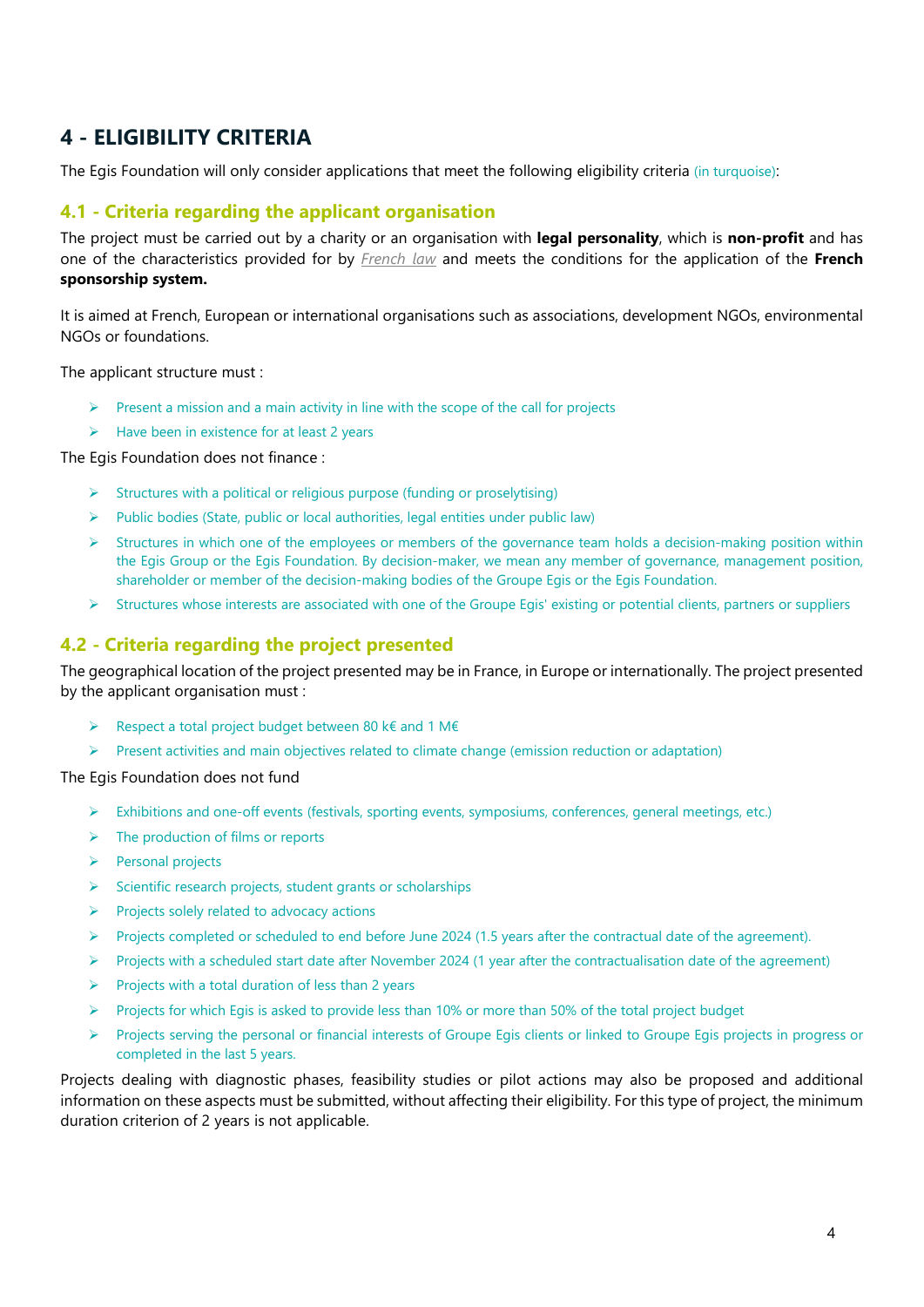## 4 - ELIGIBILITY CRITERIA

The Egis Foundation will only consider applications that meet the following eligibility criteria (in turquoise):

### 4.1 - Criteria regarding the applicant organisation

The project must be carried out by a charity or an organisation with **legal personality**, which is **non-profit** and has one of the characteristics provided for by *French law* and meets the conditions for the application of the **French sponsorship system.**

It is aimed at French, European or international organisations such as associations, development NGOs, environmental NGOs or foundations.

The applicant structure must :

- Present a mission and a main activity in line with the scope of the call for projects
- Have been in existence for at least 2 years

The Egis Foundation does not finance :

- Structures with a political or religious purpose (funding or proselytising)
- Public bodies (State, public or local authorities, legal entities under public law)
- Structures in which one of the employees or members of the governance team holds a decision-making position within the Egis Group or the Egis Foundation. By decision-maker, we mean any member of governance, management position, shareholder or member of the decision-making bodies of the Groupe Egis or the Egis Foundation.
- Structures whose interests are associated with one of the Groupe Egis' existing or potential clients, partners or suppliers

### 4.2 - Criteria regarding the project presented

The geographical location of the project presented may be in France, in Europe or internationally. The project presented by the applicant organisation must :

- Respect a total project budget between 80 k€ and 1 M€
- Present activities and main objectives related to climate change (emission reduction or adaptation)

The Egis Foundation does not fund

- Exhibitions and one-off events (festivals, sporting events, symposiums, conferences, general meetings, etc.)
- The production of films or reports
- Personal projects
- Scientific research projects, student grants or scholarships
- Projects solely related to advocacy actions
- Projects completed or scheduled to end before June 2024 (1.5 years after the contractual date of the agreement).
- Projects with a scheduled start date after November 2024 (1 year after the contractualisation date of the agreement)
- Projects with a total duration of less than 2 years
- Projects for which Egis is asked to provide less than 10% or more than 50% of the total project budget
- Projects serving the personal or financial interests of Groupe Egis clients or linked to Groupe Egis projects in progress or completed in the last 5 years.

Projects dealing with diagnostic phases, feasibility studies or pilot actions may also be proposed and additional information on these aspects must be submitted, without affecting their eligibility. For this type of project, the minimum duration criterion of 2 years is not applicable.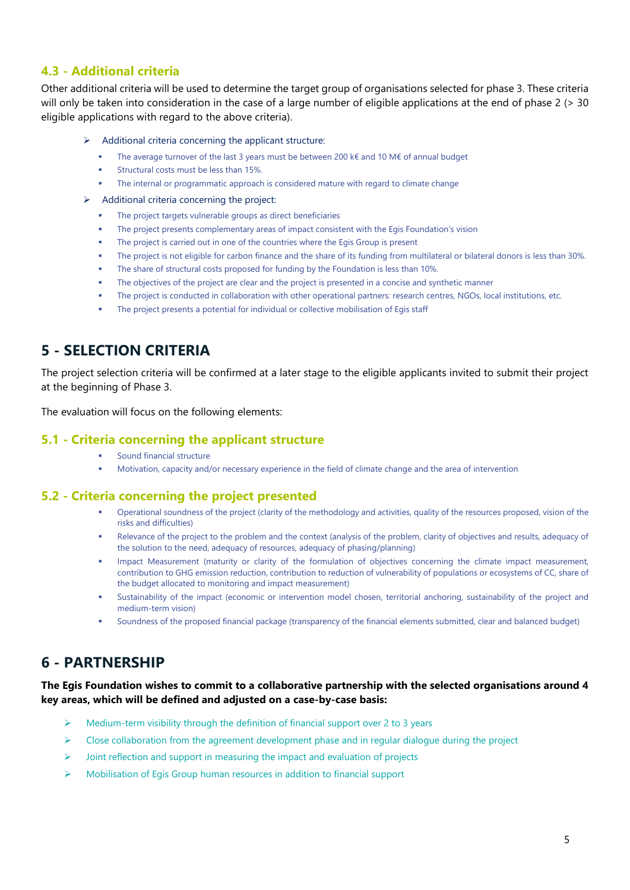### 4.3 - Additional criteria

Other additional criteria will be used to determine the target group of organisations selected for phase 3. These criteria will only be taken into consideration in the case of a large number of eligible applications at the end of phase 2 (> 30 eligible applications with regard to the above criteria).

- Additional criteria concerning the applicant structure:
    - The average turnover of the last 3 years must be between 200 k€ and 10 M€ of annual budget
    - Structural costs must be less than 15%.
    - The internal or programmatic approach is considered mature with regard to climate change
- Additional criteria concerning the project:
    - The project targets vulnerable groups as direct beneficiaries
    - The project presents complementary areas of impact consistent with the Egis Foundation's vision
    - The project is carried out in one of the countries where the Egis Group is present
    - The project is not eligible for carbon finance and the share of its funding from multilateral or bilateral donors is less than 30%.
    - The share of structural costs proposed for funding by the Foundation is less than 10%.
    - The objectives of the project are clear and the project is presented in a concise and synthetic manner
    - The project is conducted in collaboration with other operational partners: research centres, NGOs, local institutions, etc.
    - The project presents a potential for individual or collective mobilisation of Egis staff

## 5 - SELECTION CRITERIA

The project selection criteria will be confirmed at a later stage to the eligible applicants invited to submit their project at the beginning of Phase 3.

The evaluation will focus on the following elements:

### 5.1 - Criteria concerning the applicant structure

- Sound financial structure
- Motivation, capacity and/or necessary experience in the field of climate change and the area of intervention

### 5.2 - Criteria concerning the project presented

- Operational soundness of the project (clarity of the methodology and activities, quality of the resources proposed, vision of the risks and difficulties)
- Relevance of the project to the problem and the context (analysis of the problem, clarity of objectives and results, adequacy of the solution to the need, adequacy of resources, adequacy of phasing/planning)
- Impact Measurement (maturity or clarity of the formulation of objectives concerning the climate impact measurement, contribution to GHG emission reduction, contribution to reduction of vulnerability of populations or ecosystems of CC, share of the budget allocated to monitoring and impact measurement)
- Sustainability of the impact (economic or intervention model chosen, territorial anchoring, sustainability of the project and medium-term vision)
- Soundness of the proposed financial package (transparency of the financial elements submitted, clear and balanced budget)

## 6 - PARTNERSHIP

**The Egis Foundation wishes to commit to a collaborative partnership with the selected organisations around 4 key areas, which will be defined and adjusted on a case-by-case basis:**

- Medium-term visibility through the definition of financial support over 2 to 3 years
- Close collaboration from the agreement development phase and in regular dialogue during the project
- Joint reflection and support in measuring the impact and evaluation of projects
- Mobilisation of Egis Group human resources in addition to financial support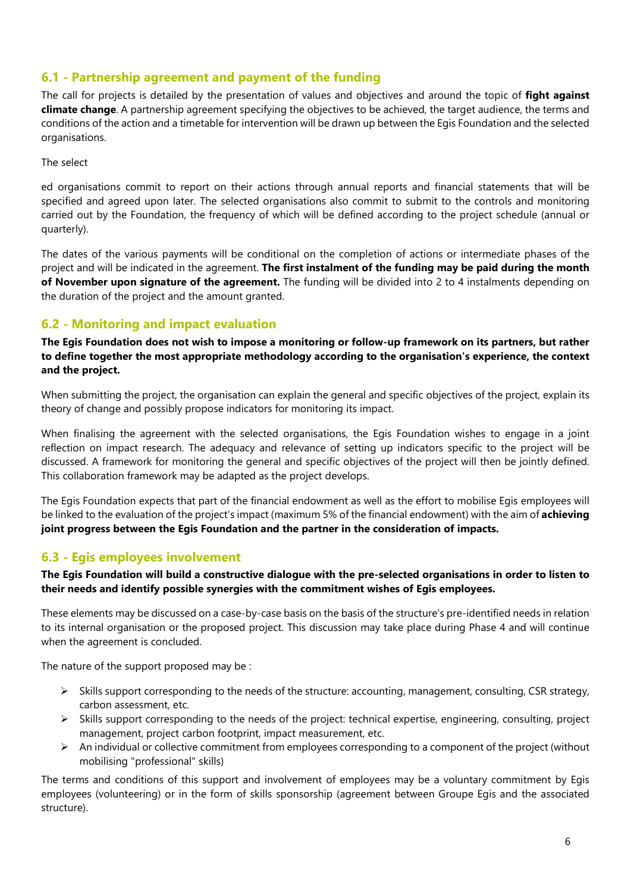## 6.1 - Partnership agreement and payment of the funding

The call for projects is detailed by the presentation of values and objectives and around the topic of **fight against climate change**. A partnership agreement specifying the objectives to be achieved, the target audience, the terms and conditions of the action and a timetable for intervention will be drawn up between the Egis Foundation and the selected organisations.

The select

ed organisations commit to report on their actions through annual reports and financial statements that will be specified and agreed upon later. The selected organisations also commit to submit to the controls and monitoring carried out by the Foundation, the frequency of which will be defined according to the project schedule (annual or quarterly).

The dates of the various payments will be conditional on the completion of actions or intermediate phases of the project and will be indicated in the agreement. **The first instalment of the funding may be paid during the month of November upon signature of the agreement.** The funding will be divided into 2 to 4 instalments depending on the duration of the project and the amount granted.

## 6.2 - Monitoring and impact evaluation

**The Egis Foundation does not wish to impose a monitoring or follow-up framework on its partners, but rather to define together the most appropriate methodology according to the organisation's experience, the context and the project.**

When submitting the project, the organisation can explain the general and specific objectives of the project, explain its theory of change and possibly propose indicators for monitoring its impact.

When finalising the agreement with the selected organisations, the Egis Foundation wishes to engage in a joint reflection on impact research. The adequacy and relevance of setting up indicators specific to the project will be discussed. A framework for monitoring the general and specific objectives of the project will then be jointly defined. This collaboration framework may be adapted as the project develops.

The Egis Foundation expects that part of the financial endowment as well as the effort to mobilise Egis employees will be linked to the evaluation of the project's impact (maximum 5% of the financial endowment) with the aim of **achieving joint progress between the Egis Foundation and the partner in the consideration of impacts.**

## 6.3 - Egis employees involvement

**The Egis Foundation will build a constructive dialogue with the pre-selected organisations in order to listen to their needs and identify possible synergies with the commitment wishes of Egis employees.**

These elements may be discussed on a case-by-case basis on the basis of the structure's pre-identified needs in relation to its internal organisation or the proposed project. This discussion may take place during Phase 4 and will continue when the agreement is concluded.

The nature of the support proposed may be :

- Skills support corresponding to the needs of the structure: accounting, management, consulting, CSR strategy, carbon assessment, etc.
- Skills support corresponding to the needs of the project: technical expertise, engineering, consulting, project management, project carbon footprint, impact measurement, etc.
- An individual or collective commitment from employees corresponding to a component of the project (without mobilising "professional" skills)

The terms and conditions of this support and involvement of employees may be a voluntary commitment by Egis employees (volunteering) or in the form of skills sponsorship (agreement between Groupe Egis and the associated structure).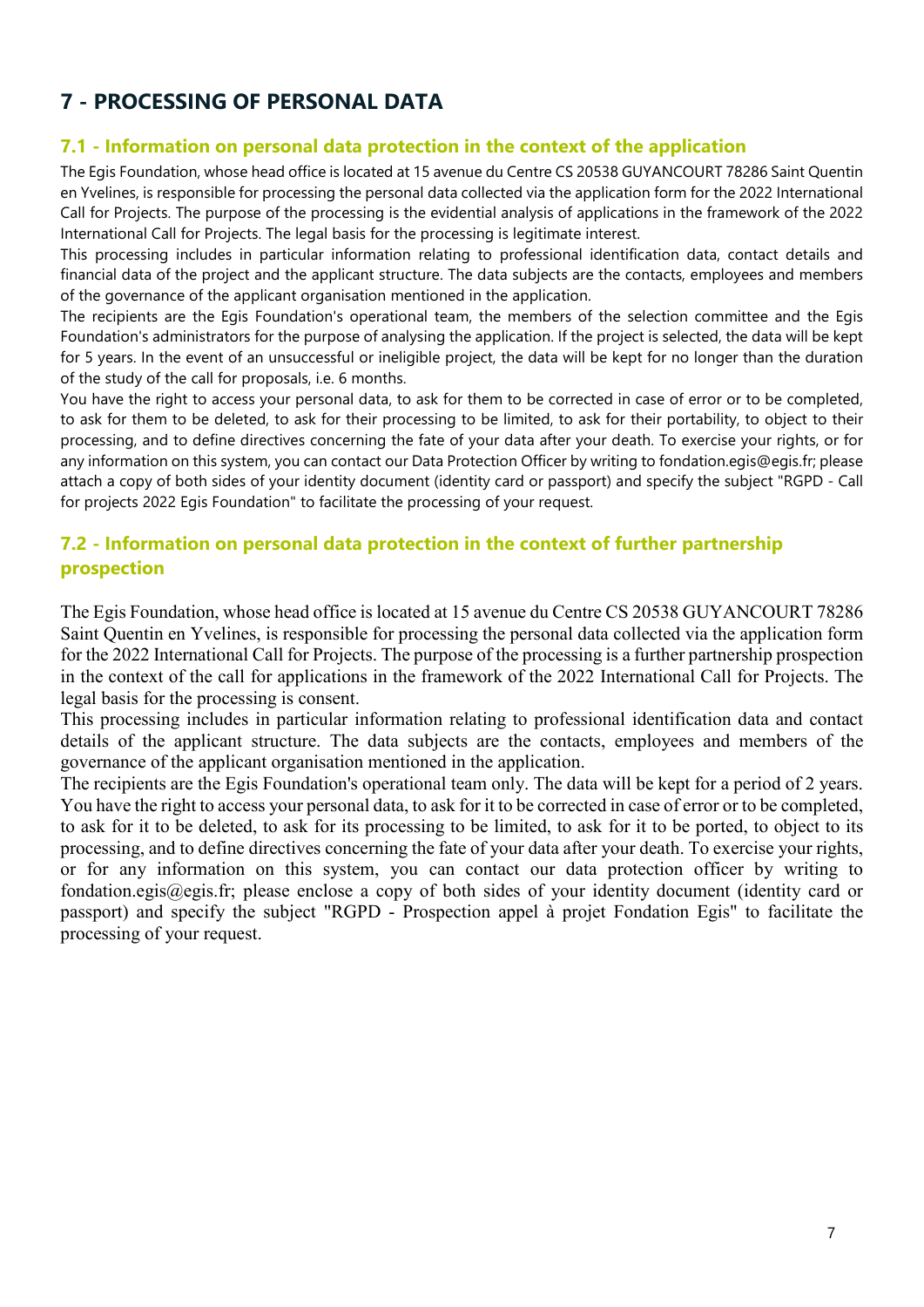# 7 - PROCESSING OF PERSONAL DATA

## 7.1 - Information on personal data protection in the context of the application

The Egis Foundation, whose head office is located at 15 avenue du Centre CS 20538 GUYANCOURT 78286 Saint Quentin en Yvelines, is responsible for processing the personal data collected via the application form for the 2022 International Call for Projects. The purpose of the processing is the evidential analysis of applications in the framework of the 2022 International Call for Projects. The legal basis for the processing is legitimate interest.

This processing includes in particular information relating to professional identification data, contact details and financial data of the project and the applicant structure. The data subjects are the contacts, employees and members of the governance of the applicant organisation mentioned in the application.

The recipients are the Egis Foundation's operational team, the members of the selection committee and the Egis Foundation's administrators for the purpose of analysing the application. If the project is selected, the data will be kept for 5 years. In the event of an unsuccessful or ineligible project, the data will be kept for no longer than the duration of the study of the call for proposals, i.e. 6 months.

You have the right to access your personal data, to ask for them to be corrected in case of error or to be completed, to ask for them to be deleted, to ask for their processing to be limited, to ask for their portability, to object to their processing, and to define directives concerning the fate of your data after your death. To exercise your rights, or for any information on this system, you can contact our Data Protection Officer by writing to fondation.egis@egis.fr; please attach a copy of both sides of your identity document (identity card or passport) and specify the subject "RGPD - Call for projects 2022 Egis Foundation" to facilitate the processing of your request.

## 7.2 - Information on personal data protection in the context of further partnership prospection

The Egis Foundation, whose head office is located at 15 avenue du Centre CS 20538 GUYANCOURT 78286 Saint Quentin en Yvelines, is responsible for processing the personal data collected via the application form for the 2022 International Call for Projects. The purpose of the processing is a further partnership prospection in the context of the call for applications in the framework of the 2022 International Call for Projects. The legal basis for the processing is consent.

This processing includes in particular information relating to professional identification data and contact details of the applicant structure. The data subjects are the contacts, employees and members of the governance of the applicant organisation mentioned in the application.

The recipients are the Egis Foundation's operational team only. The data will be kept for a period of 2 years.

You have the right to access your personal data, to ask for it to be corrected in case of error or to be completed, to ask for it to be deleted, to ask for its processing to be limited, to ask for it to be ported, to object to its processing, and to define directives concerning the fate of your data after your death. To exercise your rights, or for any information on this system, you can contact our data protection officer by writing to fondation.egis@egis.fr; please enclose a copy of both sides of your identity document (identity card or passport) and specify the subject "RGPD - Prospection appel à projet Fondation Egis" to facilitate the processing of your request.